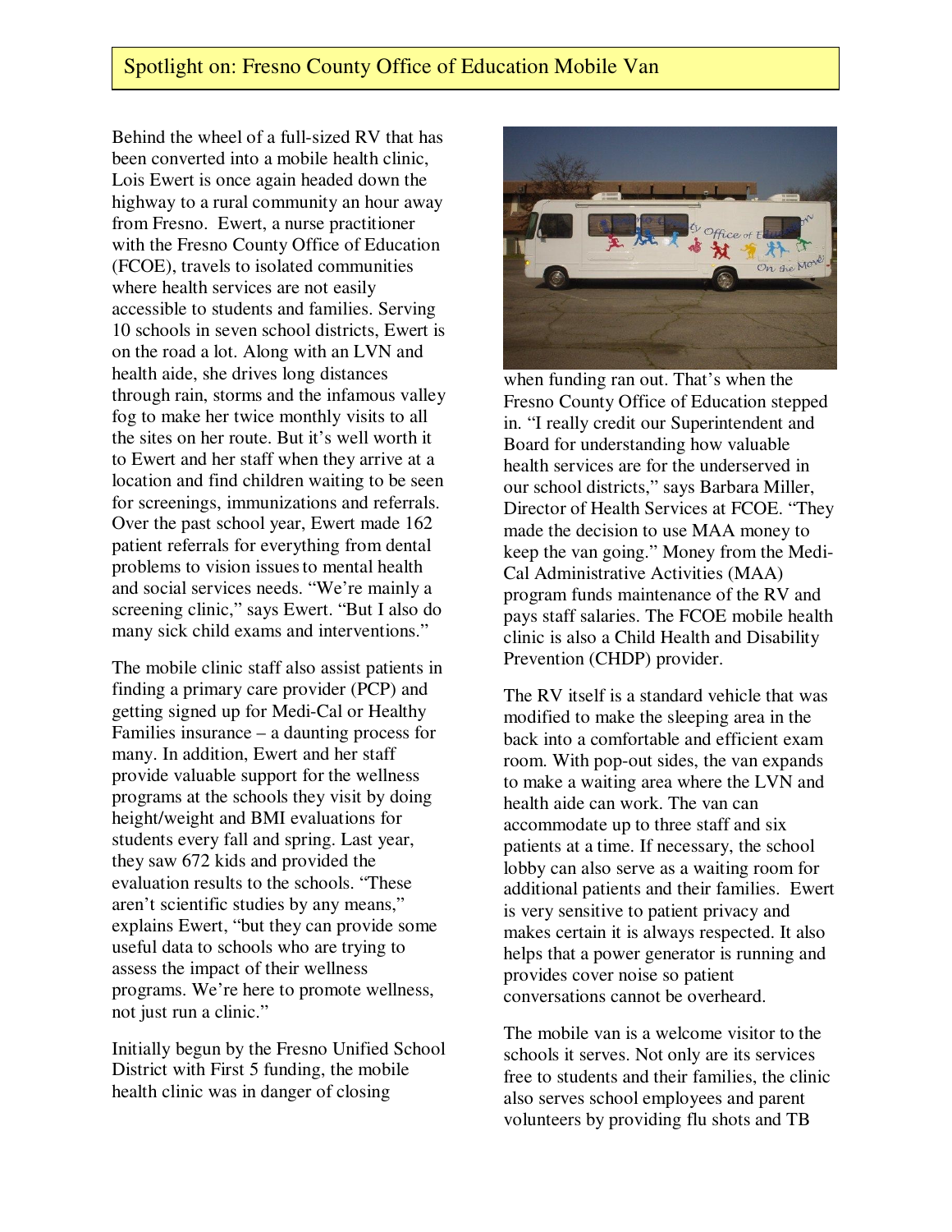## Spotlight on: Fresno County Office of Education Mobile Van

Behind the wheel of a full-sized RV that has been converted into a mobile health clinic, Lois Ewert is once again headed down the highway to a rural community an hour away from Fresno. Ewert, a nurse practitioner with the Fresno County Office of Education (FCOE), travels to isolated communities where health services are not easily accessible to students and families. Serving 10 schools in seven school districts, Ewert is on the road a lot. Along with an LVN and health aide, she drives long distances through rain, storms and the infamous valley fog to make her twice monthly visits to all the sites on her route. But it's well worth it to Ewert and her staff when they arrive at a location and find children waiting to be seen for screenings, immunizations and referrals. Over the past school year, Ewert made 162 patient referrals for everything from dental problems to vision issues to mental health and social services needs. "We're mainly a screening clinic," says Ewert. "But I also do many sick child exams and interventions."

The mobile clinic staff also assist patients in finding a primary care provider (PCP) and getting signed up for Medi-Cal or Healthy Families insurance – a daunting process for many. In addition, Ewert and her staff provide valuable support for the wellness programs at the schools they visit by doing height/weight and BMI evaluations for students every fall and spring. Last year, they saw 672 kids and provided the evaluation results to the schools. "These aren't scientific studies by any means," explains Ewert, "but they can provide some useful data to schools who are trying to assess the impact of their wellness programs. We're here to promote wellness, not just run a clinic."

Initially begun by the Fresno Unified School District with First 5 funding, the mobile health clinic was in danger of closing when funding ran out. That's when the Fresno County Office of Education stepped in. "I really credit our Superintendent and Board for understanding how valuable health services are for the underserved in our school districts," says Barbara Miller, Director of Health Services at FCOE. "They made the decision to use MAA money to keep the van going." Money from the Medi-Cal Administrative Activities (MAA) program funds maintenance of the RV and pays staff salaries. The FCOE mobile health clinic is also a Child Health and Disability Prevention (CHDP) provider.

The RV itself is a standard vehicle that was modified to make the sleeping area in the back into a comfortable and efficient exam room. With pop-out sides, the van expands to make a waiting area where the LVN and health aide can work. The van can accommodate up to three staff and six patients at a time. If necessary, the school lobby can also serve as a waiting room for additional patients and their families. Ewert is very sensitive to patient privacy and makes certain it is always respected. It also helps that a power generator is running and provides cover noise so patient conversations cannot be overheard.

The mobile van is a welcome visitor to the schools it serves. Not only are its services free to students and their families, the clinic also serves school employees and parent volunteers by providing flu shots and TB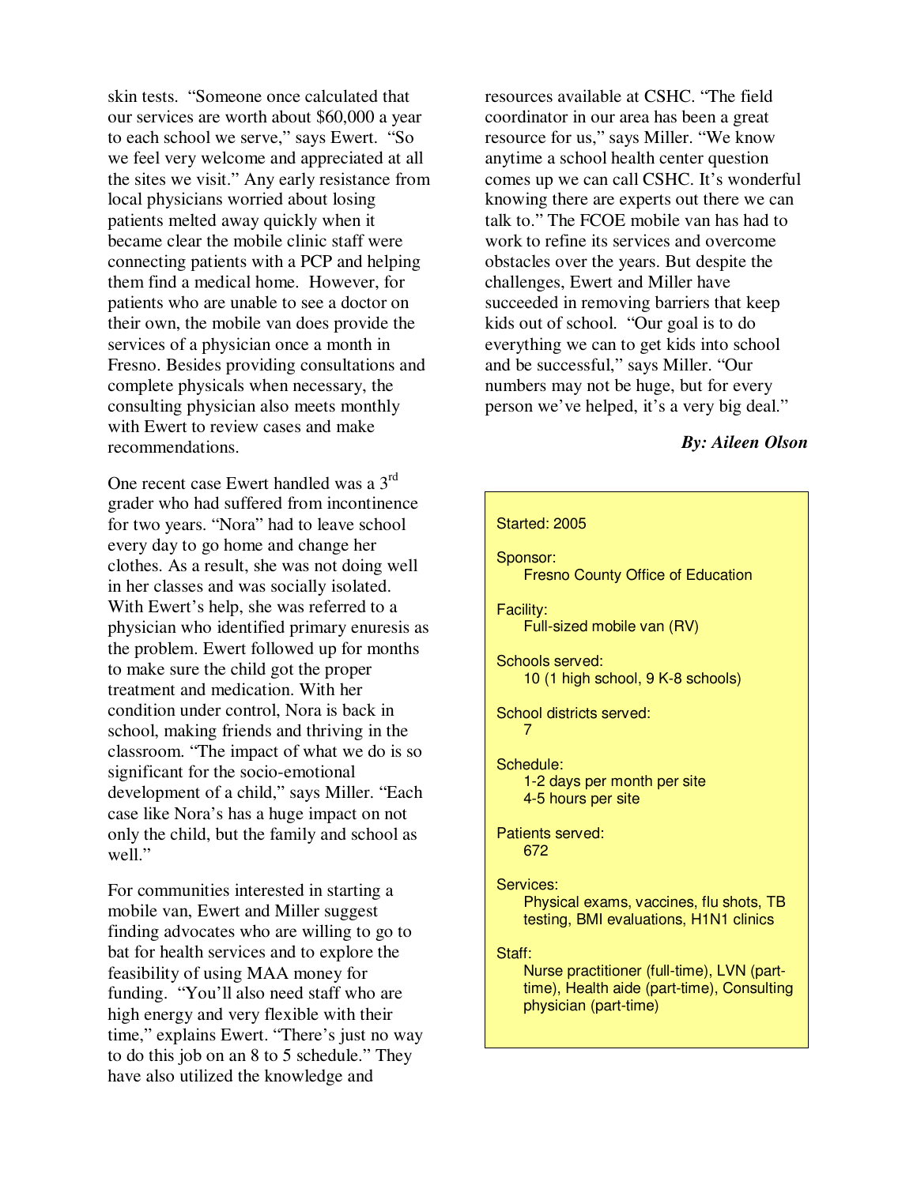skin tests. “Someone once calculated that our services are worth about $60,000 a year to each school we serve,” says Ewert. “So we feel very welcome and appreciated at all the sites we visit.” Any early resistance from local physicians worried about losing patients melted away quickly when it became clear the mobile clinic staff were connecting patients with a PCP and helping them find a medical home. However, for patients who are unable to see a doctor on their own, the mobile van does provide the services of a physician once a month in Fresno. Besides providing consultations and complete physicals when necessary, the consulting physician also meets monthly with Ewert to review cases and make recommendations.

One recent case Ewert handled was a 3rd grader who had suffered from incontinence for two years. “Nora” had to leave school every day to go home and change her clothes. As a result, she was not doing well in her classes and was socially isolated. With Ewert’s help, she was referred to a physician who identified primary enuresis as the problem. Ewert followed up for months to make sure the child got the proper treatment and medication. With her condition under control, Nora is back in school, making friends and thriving in the classroom. “The impact of what we do is so significant for the socio-emotional development of a child,” says Miller. “Each case like Nora’s has a huge impact on not only the child, but the family and school as well.”

For communities interested in starting a mobile van, Ewert and Miller suggest finding advocates who are willing to go to bat for health services and to explore the feasibility of using MAA money for funding. “You’ll also need staff who are high energy and very flexible with their time,” explains Ewert. “There’s just no way to do this job on an 8 to 5 schedule.” They have also utilized the knowledge and resources available at CSHC. “The field coordinator in our area has been a great resource for us,” says Miller. “We know anytime a school health center question comes up we can call CSHC. It’s wonderful knowing there are experts out there we can talk to.” The FCOE mobile van has had to work to refine its services and overcome obstacles over the years. But despite the challenges, Ewert and Miller have succeeded in removing barriers that keep kids out of school. “Our goal is to do everything we can to get kids into school and be successful,” says Miller. “Our numbers may not be huge, but for every person we’ve helped, it’s a very big deal.”

***By: Aileen Olson***

Started: 2005

Sponsor:
Fresno County Office of Education

Facility:
Full-sized mobile van (RV)

Schools served:
10 (1 high school, 9 K-8 schools)

School districts served:
7

Schedule:
1-2 days per month per site
4-5 hours per site

Patients served:
672

Services:
Physical exams, vaccines, flu shots, TB testing, BMI evaluations, H1N1 clinics

Staff:
Nurse practitioner (full-time), LVN (part-time), Health aide (part-time), Consulting physician (part-time)